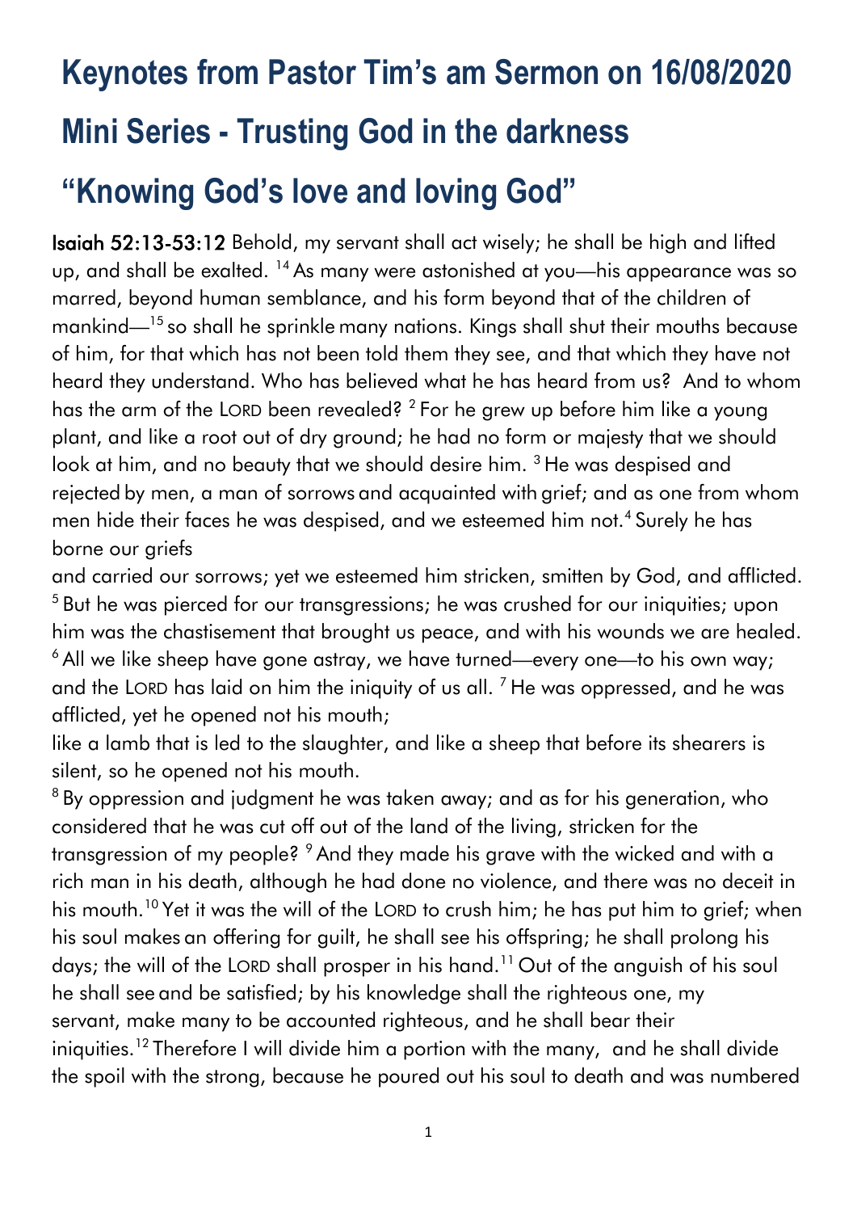# Keynotes from Pastor Tim's am Sermon on 16/08/2020

# Mini Series - Trusting God in the darkness

# "Knowing God's love and loving God"

**Isaiah 52:13-53:12** Behold, my servant shall act wisely; he shall be high and lifted up, and shall be exalted. [14] As many were astonished at you—his appearance was so marred, beyond human semblance, and his form beyond that of the children of mankind—[15] so shall he sprinkle many nations. Kings shall shut their mouths because of him, for that which has not been told them they see, and that which they have not heard they understand. Who has believed what he has heard from us? And to whom has the arm of the LORD been revealed? [2] For he grew up before him like a young plant, and like a root out of dry ground; he had no form or majesty that we should look at him, and no beauty that we should desire him. [3] He was despised and rejected by men, a man of sorrows and acquainted with grief; and as one from whom men hide their faces he was despised, and we esteemed him not.[4] Surely he has borne our griefs
and carried our sorrows; yet we esteemed him stricken, smitten by God, and afflicted. [5] But he was pierced for our transgressions; he was crushed for our iniquities; upon him was the chastisement that brought us peace, and with his wounds we are healed. [6] All we like sheep have gone astray, we have turned—every one—to his own way; and the LORD has laid on him the iniquity of us all. [7] He was oppressed, and he was afflicted, yet he opened not his mouth;
like a lamb that is led to the slaughter, and like a sheep that before its shearers is silent, so he opened not his mouth.
[8] By oppression and judgment he was taken away; and as for his generation, who considered that he was cut off out of the land of the living, stricken for the transgression of my people? [9] And they made his grave with the wicked and with a rich man in his death, although he had done no violence, and there was no deceit in his mouth.[10] Yet it was the will of the LORD to crush him; he has put him to grief; when his soul makes an offering for guilt, he shall see his offspring; he shall prolong his days; the will of the LORD shall prosper in his hand.[11] Out of the anguish of his soul he shall see and be satisfied; by his knowledge shall the righteous one, my servant, make many to be accounted righteous, and he shall bear their iniquities.[12] Therefore I will divide him a portion with the many, and he shall divide the spoil with the strong, because he poured out his soul to death and was numbered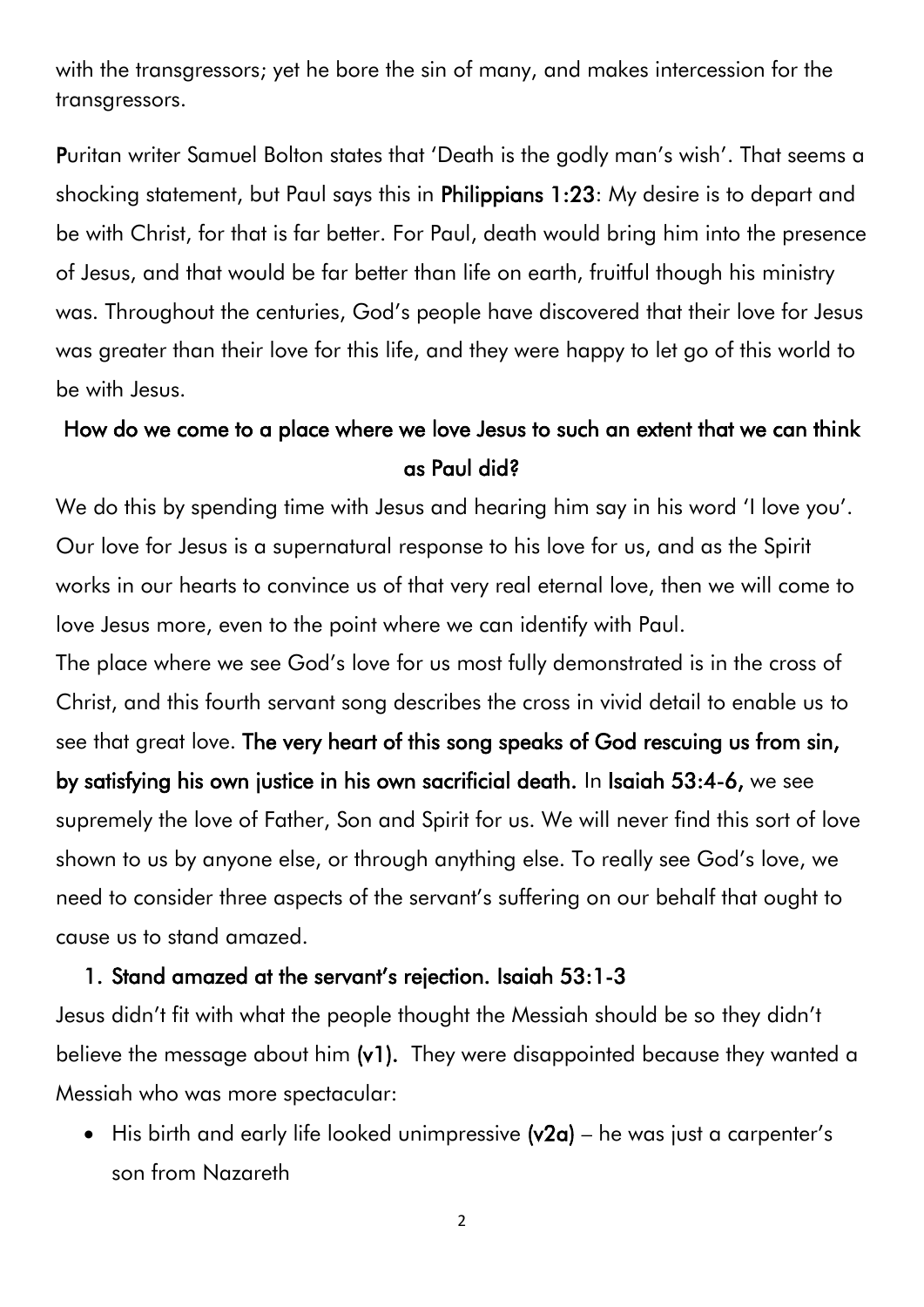with the transgressors; yet he bore the sin of many, and makes intercession for the transgressors.

**P**uritan writer Samuel Bolton states that 'Death is the godly man's wish'. That seems a shocking statement, but Paul says this in **Philippians 1:23**: My desire is to depart and be with Christ, for that is far better. For Paul, death would bring him into the presence of Jesus, and that would be far better than life on earth, fruitful though his ministry was. Throughout the centuries, God's people have discovered that their love for Jesus was greater than their love for this life, and they were happy to let go of this world to be with Jesus.

**How do we come to a place where we love Jesus to such an extent that we can think as Paul did?**

We do this by spending time with Jesus and hearing him say in his word 'I love you'. Our love for Jesus is a supernatural response to his love for us, and as the Spirit works in our hearts to convince us of that very real eternal love, then we will come to love Jesus more, even to the point where we can identify with Paul.

The place where we see God's love for us most fully demonstrated is in the cross of Christ, and this fourth servant song describes the cross in vivid detail to enable us to see that great love. **The very heart of this song speaks of God rescuing us from sin, by satisfying his own justice in his own sacrificial death.** In **Isaiah 53:4-6,** we see supremely the love of Father, Son and Spirit for us. We will never find this sort of love shown to us by anyone else, or through anything else. To really see God's love, we need to consider three aspects of the servant's suffering on our behalf that ought to cause us to stand amazed.

1. **Stand amazed at the servant's rejection. Isaiah 53:1-3**

Jesus didn't fit with what the people thought the Messiah should be so they didn't believe the message about him **(v1).** They were disappointed because they wanted a Messiah who was more spectacular:

- His birth and early life looked unimpressive **(v2a)** – he was just a carpenter's son from Nazareth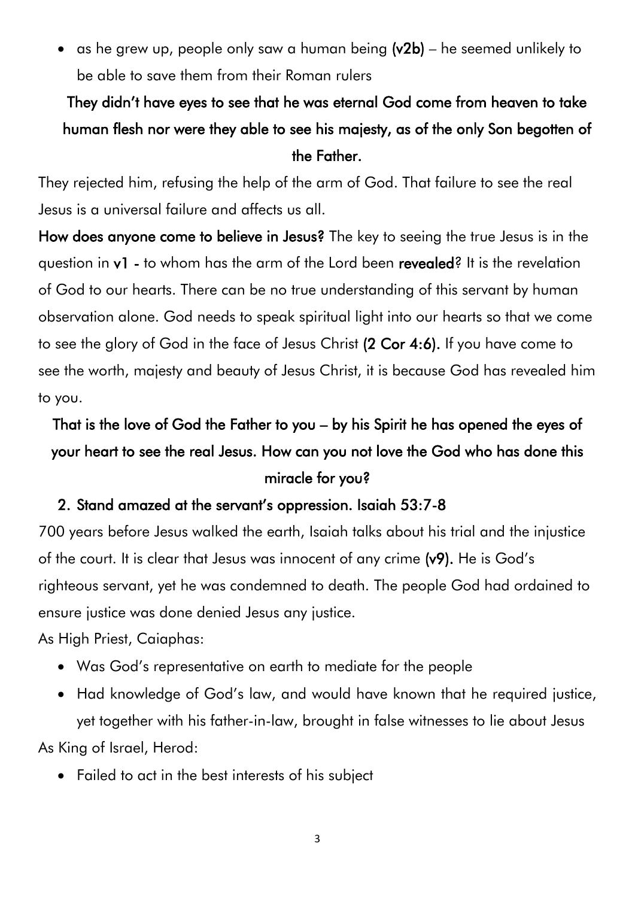- as he grew up, people only saw a human being **(v2b)** – he seemed unlikely to be able to save them from their Roman rulers

**They didn't have eyes to see that he was eternal God come from heaven to take human flesh nor were they able to see his majesty, as of the only Son begotten of the Father.**

They rejected him, refusing the help of the arm of God. That failure to see the real Jesus is a universal failure and affects us all.

**How does anyone come to believe in Jesus?** The key to seeing the true Jesus is in the question in **v1** - to whom has the arm of the Lord been **revealed**? It is the revelation of God to our hearts. There can be no true understanding of this servant by human observation alone. God needs to speak spiritual light into our hearts so that we come to see the glory of God in the face of Jesus Christ **(2 Cor 4:6).** If you have come to see the worth, majesty and beauty of Jesus Christ, it is because God has revealed him to you.

**That is the love of God the Father to you – by his Spirit he has opened the eyes of your heart to see the real Jesus. How can you not love the God who has done this miracle for you?**

## 2. Stand amazed at the servant's oppression. Isaiah 53:7-8

700 years before Jesus walked the earth, Isaiah talks about his trial and the injustice of the court. It is clear that Jesus was innocent of any crime **(v9).** He is God's righteous servant, yet he was condemned to death. The people God had ordained to ensure justice was done denied Jesus any justice.

As High Priest, Caiaphas:

- Was God's representative on earth to mediate for the people
- Had knowledge of God's law, and would have known that he required justice, yet together with his father-in-law, brought in false witnesses to lie about Jesus

As King of Israel, Herod:

- Failed to act in the best interests of his subject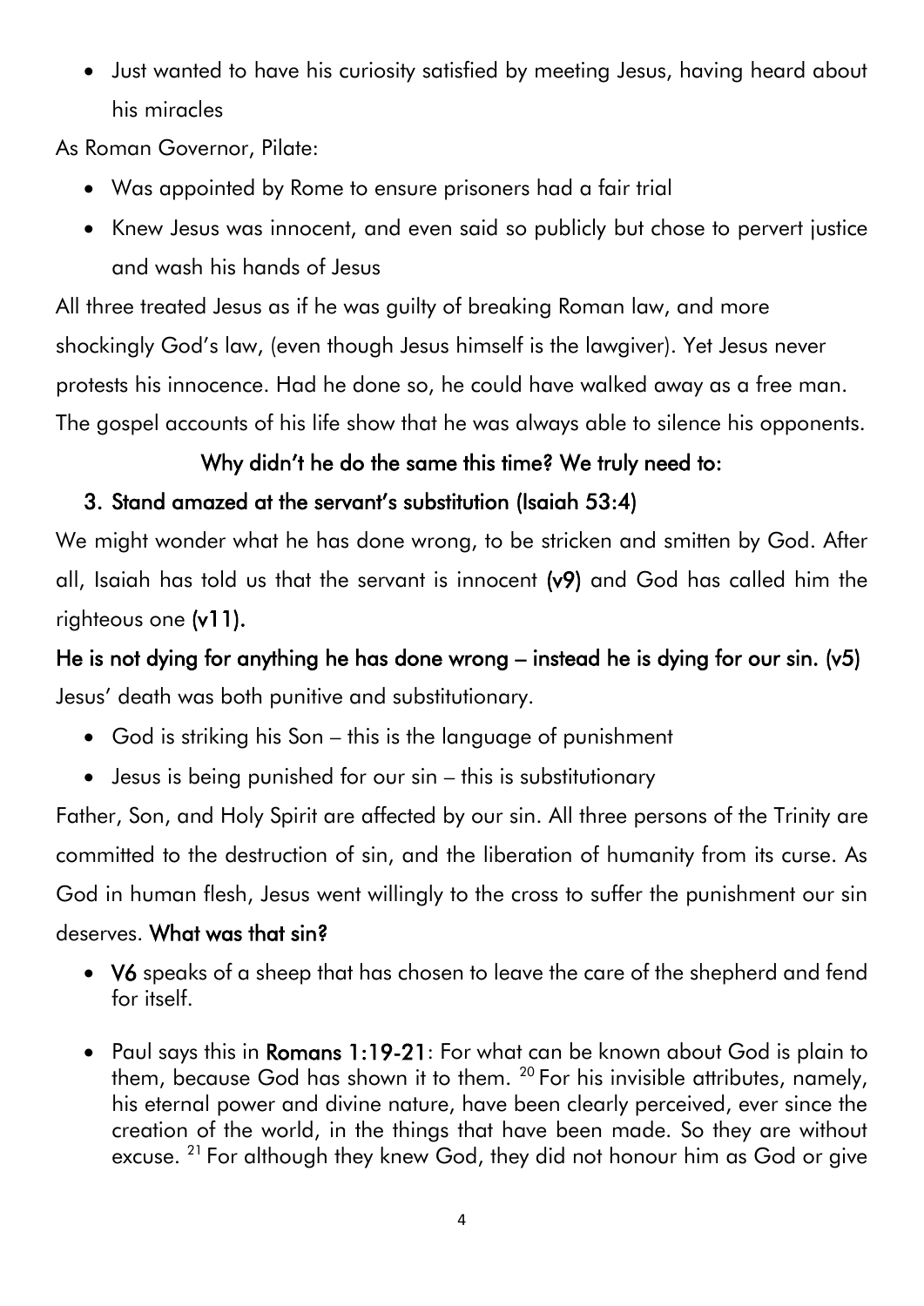- Just wanted to have his curiosity satisfied by meeting Jesus, having heard about his miracles

As Roman Governor, Pilate:

- Was appointed by Rome to ensure prisoners had a fair trial
- Knew Jesus was innocent, and even said so publicly but chose to pervert justice and wash his hands of Jesus

All three treated Jesus as if he was guilty of breaking Roman law, and more shockingly God's law, (even though Jesus himself is the lawgiver). Yet Jesus never protests his innocence. Had he done so, he could have walked away as a free man. The gospel accounts of his life show that he was always able to silence his opponents.

**Why didn't he do the same this time? We truly need to:**

**3. Stand amazed at the servant's substitution (Isaiah 53:4)**

We might wonder what he has done wrong, to be stricken and smitten by God. After all, Isaiah has told us that the servant is innocent **(v9)** and God has called him the righteous one **(v11).**

**He is not dying for anything he has done wrong – instead he is dying for our sin. (v5)**

Jesus' death was both punitive and substitutionary.

- God is striking his Son – this is the language of punishment
- Jesus is being punished for our sin – this is substitutionary

Father, Son, and Holy Spirit are affected by our sin. All three persons of the Trinity are committed to the destruction of sin, and the liberation of humanity from its curse. As God in human flesh, Jesus went willingly to the cross to suffer the punishment our sin deserves. **What was that sin?**

- **V6** speaks of a sheep that has chosen to leave the care of the shepherd and fend for itself.
- Paul says this in **Romans 1:19-21**: For what can be known about God is plain to them, because God has shown it to them. [20] For his invisible attributes, namely, his eternal power and divine nature, have been clearly perceived, ever since the creation of the world, in the things that have been made. So they are without excuse. [21] For although they knew God, they did not honour him as God or give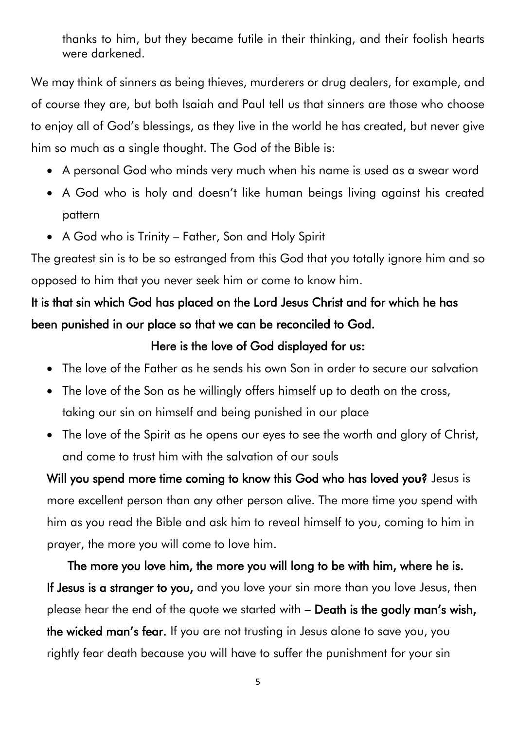> thanks to him, but they became futile in their thinking, and their foolish hearts were darkened.

We may think of sinners as being thieves, murderers or drug dealers, for example, and of course they are, but both Isaiah and Paul tell us that sinners are those who choose to enjoy all of God's blessings, as they live in the world he has created, but never give him so much as a single thought. The God of the Bible is:

- A personal God who minds very much when his name is used as a swear word
- A God who is holy and doesn't like human beings living against his created pattern
- A God who is Trinity – Father, Son and Holy Spirit

The greatest sin is to be so estranged from this God that you totally ignore him and so opposed to him that you never seek him or come to know him.

**It is that sin which God has placed on the Lord Jesus Christ and for which he has been punished in our place so that we can be reconciled to God.**

**Here is the love of God displayed for us:**

- The love of the Father as he sends his own Son in order to secure our salvation
- The love of the Son as he willingly offers himself up to death on the cross, taking our sin on himself and being punished in our place
- The love of the Spirit as he opens our eyes to see the worth and glory of Christ, and come to trust him with the salvation of our souls

**Will you spend more time coming to know this God who has loved you?** Jesus is more excellent person than any other person alive. The more time you spend with him as you read the Bible and ask him to reveal himself to you, coming to him in prayer, the more you will come to love him.

**The more you love him, the more you will long to be with him, where he is.**

**If Jesus is a stranger to you,** and you love your sin more than you love Jesus, then please hear the end of the quote we started with – **Death is the godly man's wish, the wicked man's fear.** If you are not trusting in Jesus alone to save you, you rightly fear death because you will have to suffer the punishment for your sin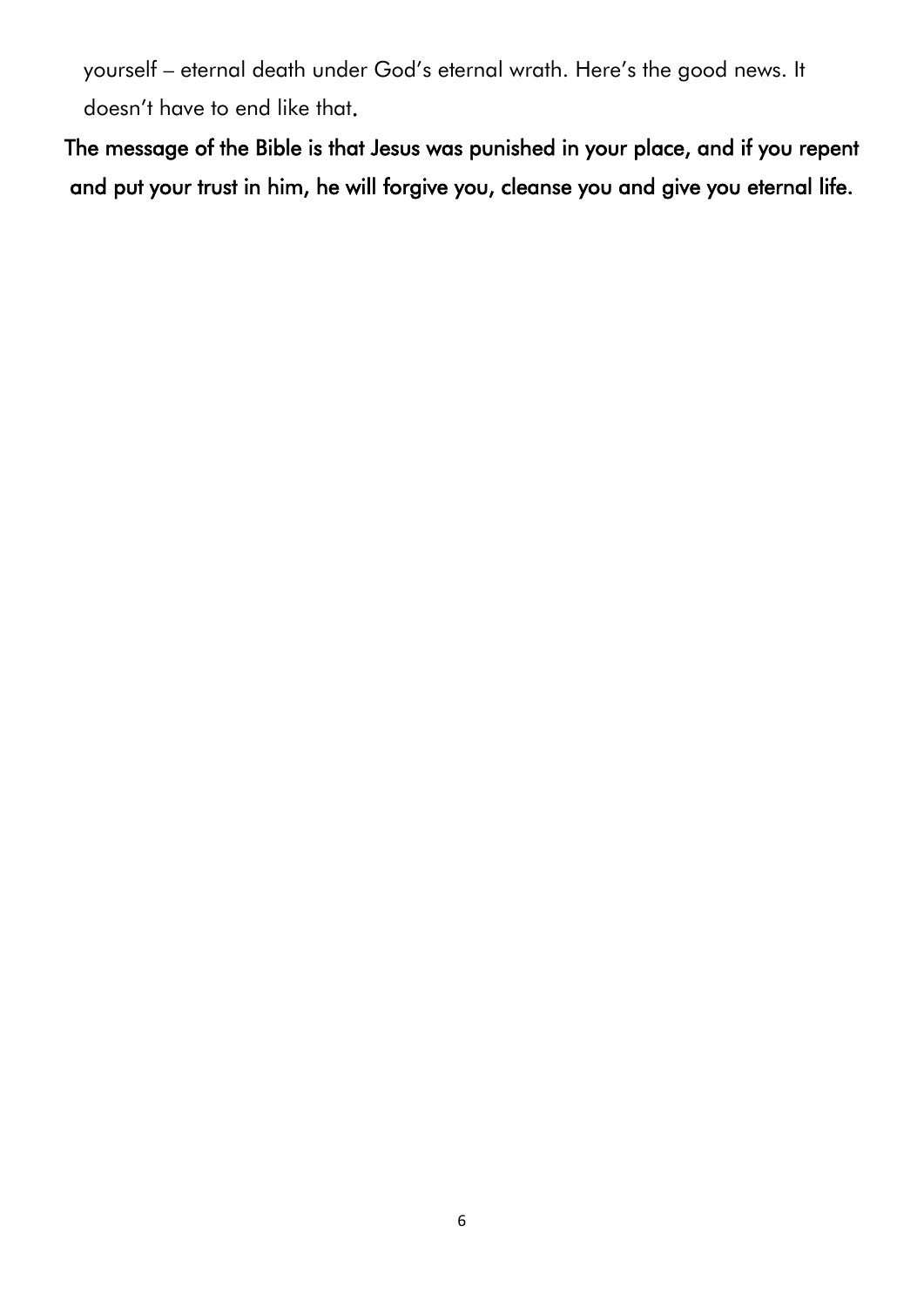yourself – eternal death under God's eternal wrath. Here's the good news. It doesn't have to end like that.

**The message of the Bible is that Jesus was punished in your place, and if you repent and put your trust in him, he will forgive you, cleanse you and give you eternal life.**